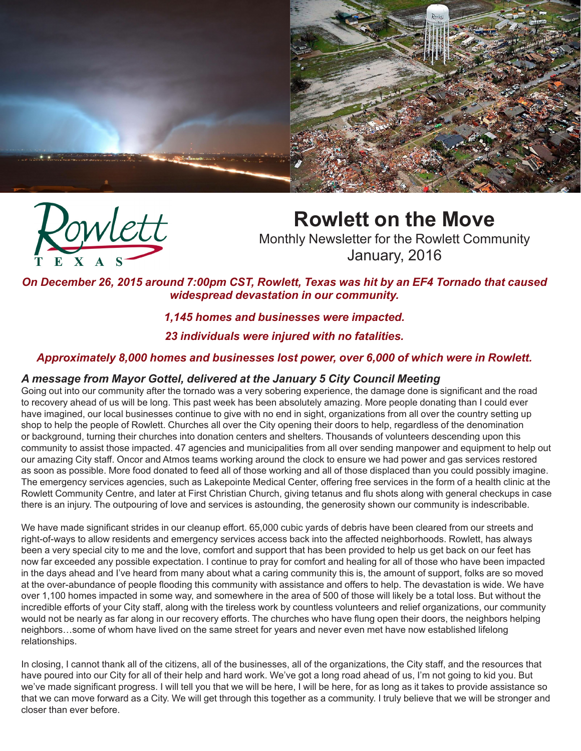# Rowlett on the Move

Monthly Newsletter for the Rowlett Community
January, 2016

***On December 26, 2015 around 7:00pm CST, Rowlett, Texas was hit by an EF4 Tornado that caused widespread devastation in our community.***

***1,145 homes and businesses were impacted.***

***23 individuals were injured with no fatalities.***

***Approximately 8,000 homes and businesses lost power, over 6,000 of which were in Rowlett.***

### *A message from Mayor Gottel, delivered at the January 5 City Council Meeting*

Going out into our community after the tornado was a very sobering experience, the damage done is significant and the road to recovery ahead of us will be long. This past week has been absolutely amazing. More people donating than I could ever have imagined, our local businesses continue to give with no end in sight, organizations from all over the country setting up shop to help the people of Rowlett. Churches all over the City opening their doors to help, regardless of the denomination or background, turning their churches into donation centers and shelters. Thousands of volunteers descending upon this community to assist those impacted. 47 agencies and municipalities from all over sending manpower and equipment to help out our amazing City staff. Oncor and Atmos teams working around the clock to ensure we had power and gas services restored as soon as possible. More food donated to feed all of those working and all of those displaced than you could possibly imagine. The emergency services agencies, such as Lakepointe Medical Center, offering free services in the form of a health clinic at the Rowlett Community Centre, and later at First Christian Church, giving tetanus and flu shots along with general checkups in case there is an injury. The outpouring of love and services is astounding, the generosity shown our community is indescribable.

We have made significant strides in our cleanup effort. 65,000 cubic yards of debris have been cleared from our streets and right-of-ways to allow residents and emergency services access back into the affected neighborhoods. Rowlett, has always been a very special city to me and the love, comfort and support that has been provided to help us get back on our feet has now far exceeded any possible expectation. I continue to pray for comfort and healing for all of those who have been impacted in the days ahead and I've heard from many about what a caring community this is, the amount of support, folks are so moved at the over-abundance of people flooding this community with assistance and offers to help. The devastation is wide. We have over 1,100 homes impacted in some way, and somewhere in the area of 500 of those will likely be a total loss. But without the incredible efforts of your City staff, along with the tireless work by countless volunteers and relief organizations, our community would not be nearly as far along in our recovery efforts. The churches who have flung open their doors, the neighbors helping neighbors…some of whom have lived on the same street for years and never even met have now established lifelong relationships.

In closing, I cannot thank all of the citizens, all of the businesses, all of the organizations, the City staff, and the resources that have poured into our City for all of their help and hard work. We've got a long road ahead of us, I'm not going to kid you. But we've made significant progress. I will tell you that we will be here, I will be here, for as long as it takes to provide assistance so that we can move forward as a City. We will get through this together as a community. I truly believe that we will be stronger and closer than ever before.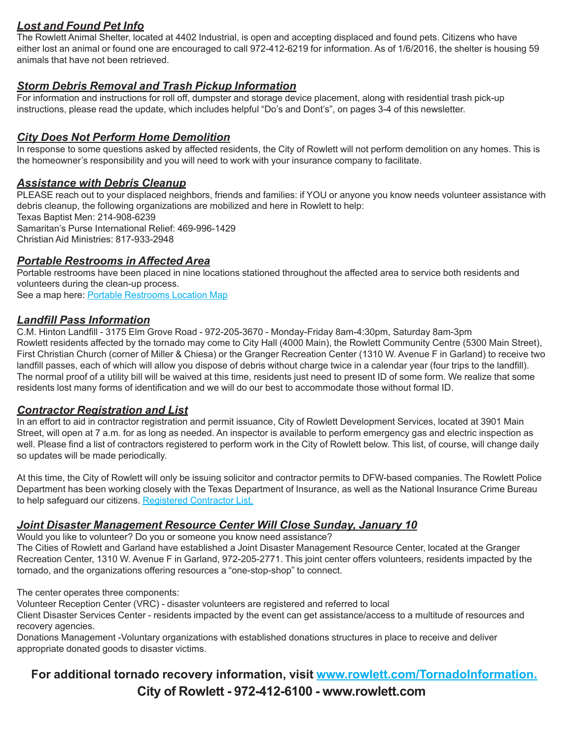## ***Lost and Found Pet Info***

The Rowlett Animal Shelter, located at 4402 Industrial, is open and accepting displaced and found pets. Citizens who have either lost an animal or found one are encouraged to call 972-412-6219 for information. As of 1/6/2016, the shelter is housing 59 animals that have not been retrieved.

## ***Storm Debris Removal and Trash Pickup Information***

For information and instructions for roll off, dumpster and storage device placement, along with residential trash pick-up instructions, please read the update, which includes helpful "Do's and Dont's", on pages 3-4 of this newsletter.

## ***City Does Not Perform Home Demolition***

In response to some questions asked by affected residents, the City of Rowlett will not perform demolition on any homes. This is the homeowner's responsibility and you will need to work with your insurance company to facilitate.

## ***Assistance with Debris Cleanup***

PLEASE reach out to your displaced neighbors, friends and families: if YOU or anyone you know needs volunteer assistance with debris cleanup, the following organizations are mobilized and here in Rowlett to help:
Texas Baptist Men: 214-908-6239
Samaritan's Purse International Relief: 469-996-1429
Christian Aid Ministries: 817-933-2948

## ***Portable Restrooms in Affected Area***

Portable restrooms have been placed in nine locations stationed throughout the affected area to service both residents and volunteers during the clean-up process.
See a map here: Portable Restrooms Location Map

## ***Landfill Pass Information***

C.M. Hinton Landfill - 3175 Elm Grove Road - 972-205-3670 - Monday-Friday 8am-4:30pm, Saturday 8am-3pm
Rowlett residents affected by the tornado may come to City Hall (4000 Main), the Rowlett Community Centre (5300 Main Street), First Christian Church (corner of Miller & Chiesa) or the Granger Recreation Center (1310 W. Avenue F in Garland) to receive two landfill passes, each of which will allow you dispose of debris without charge twice in a calendar year (four trips to the landfill). The normal proof of a utility bill will be waived at this time, residents just need to present ID of some form. We realize that some residents lost many forms of identification and we will do our best to accommodate those without formal ID.

## ***Contractor Registration and List***

In an effort to aid in contractor registration and permit issuance, City of Rowlett Development Services, located at 3901 Main Street, will open at 7 a.m. for as long as needed. An inspector is available to perform emergency gas and electric inspection as well. Please find a list of contractors registered to perform work in the City of Rowlett below. This list, of course, will change daily so updates will be made periodically.

At this time, the City of Rowlett will only be issuing solicitor and contractor permits to DFW-based companies. The Rowlett Police Department has been working closely with the Texas Department of Insurance, as well as the National Insurance Crime Bureau to help safeguard our citizens. Registered Contractor List.

## ***Joint Disaster Management Resource Center Will Close Sunday, January 10***

Would you like to volunteer? Do you or someone you know need assistance?
The Cities of Rowlett and Garland have established a Joint Disaster Management Resource Center, located at the Granger Recreation Center, 1310 W. Avenue F in Garland, 972-205-2771. This joint center offers volunteers, residents impacted by the tornado, and the organizations offering resources a "one-stop-shop" to connect.

The center operates three components:
Volunteer Reception Center (VRC) - disaster volunteers are registered and referred to local
Client Disaster Services Center - residents impacted by the event can get assistance/access to a multitude of resources and recovery agencies.
Donations Management -Voluntary organizations with established donations structures in place to receive and deliver appropriate donated goods to disaster victims.

**For additional tornado recovery information, visit www.rowlett.com/TornadoInformation.**
**City of Rowlett - 972-412-6100 - www.rowlett.com**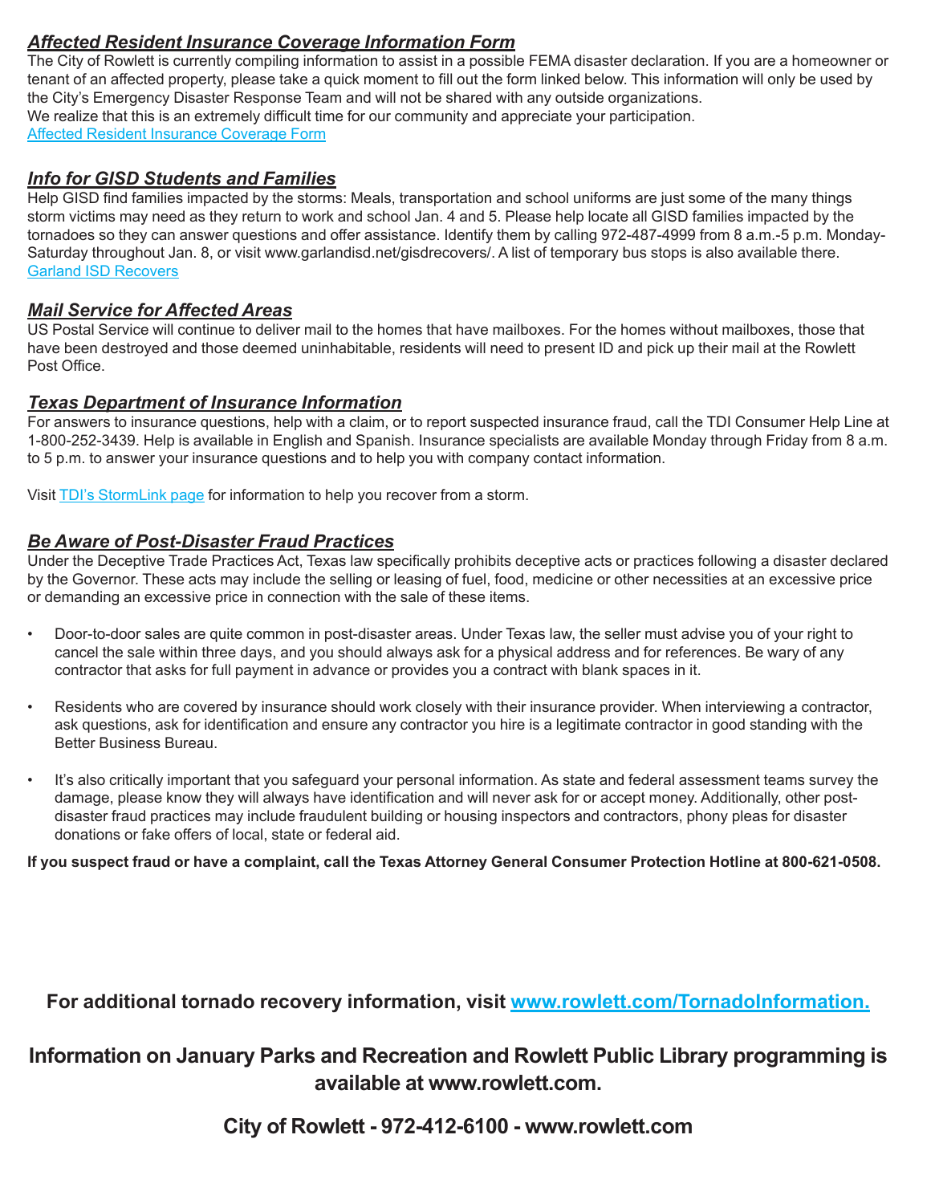### ***Affected Resident Insurance Coverage Information Form***

The City of Rowlett is currently compiling information to assist in a possible FEMA disaster declaration. If you are a homeowner or tenant of an affected property, please take a quick moment to fill out the form linked below. This information will only be used by the City's Emergency Disaster Response Team and will not be shared with any outside organizations.
We realize that this is an extremely difficult time for our community and appreciate your participation.
Affected Resident Insurance Coverage Form

### ***Info for GISD Students and Families***

Help GISD find families impacted by the storms: Meals, transportation and school uniforms are just some of the many things storm victims may need as they return to work and school Jan. 4 and 5. Please help locate all GISD families impacted by the tornadoes so they can answer questions and offer assistance. Identify them by calling 972-487-4999 from 8 a.m.-5 p.m. Monday-Saturday throughout Jan. 8, or visit www.garlandisd.net/gisdrecovers/. A list of temporary bus stops is also available there.
Garland ISD Recovers

### ***Mail Service for Affected Areas***

US Postal Service will continue to deliver mail to the homes that have mailboxes. For the homes without mailboxes, those that have been destroyed and those deemed uninhabitable, residents will need to present ID and pick up their mail at the Rowlett Post Office.

### ***Texas Department of Insurance Information***

For answers to insurance questions, help with a claim, or to report suspected insurance fraud, call the TDI Consumer Help Line at 1-800-252-3439. Help is available in English and Spanish. Insurance specialists are available Monday through Friday from 8 a.m. to 5 p.m. to answer your insurance questions and to help you with company contact information.

Visit TDI's StormLink page for information to help you recover from a storm.

### ***Be Aware of Post-Disaster Fraud Practices***

Under the Deceptive Trade Practices Act, Texas law specifically prohibits deceptive acts or practices following a disaster declared by the Governor. These acts may include the selling or leasing of fuel, food, medicine or other necessities at an excessive price or demanding an excessive price in connection with the sale of these items.

- Door-to-door sales are quite common in post-disaster areas. Under Texas law, the seller must advise you of your right to cancel the sale within three days, and you should always ask for a physical address and for references. Be wary of any contractor that asks for full payment in advance or provides you a contract with blank spaces in it.

- Residents who are covered by insurance should work closely with their insurance provider. When interviewing a contractor, ask questions, ask for identification and ensure any contractor you hire is a legitimate contractor in good standing with the Better Business Bureau.

- It's also critically important that you safeguard your personal information. As state and federal assessment teams survey the damage, please know they will always have identification and will never ask for or accept money. Additionally, other post-disaster fraud practices may include fraudulent building or housing inspectors and contractors, phony pleas for disaster donations or fake offers of local, state or federal aid.

**If you suspect fraud or have a complaint, call the Texas Attorney General Consumer Protection Hotline at 800-621-0508.**

**For additional tornado recovery information, visit www.rowlett.com/TornadoInformation.**

**Information on January Parks and Recreation and Rowlett Public Library programming is available at www.rowlett.com.**

**City of Rowlett - 972-412-6100 - www.rowlett.com**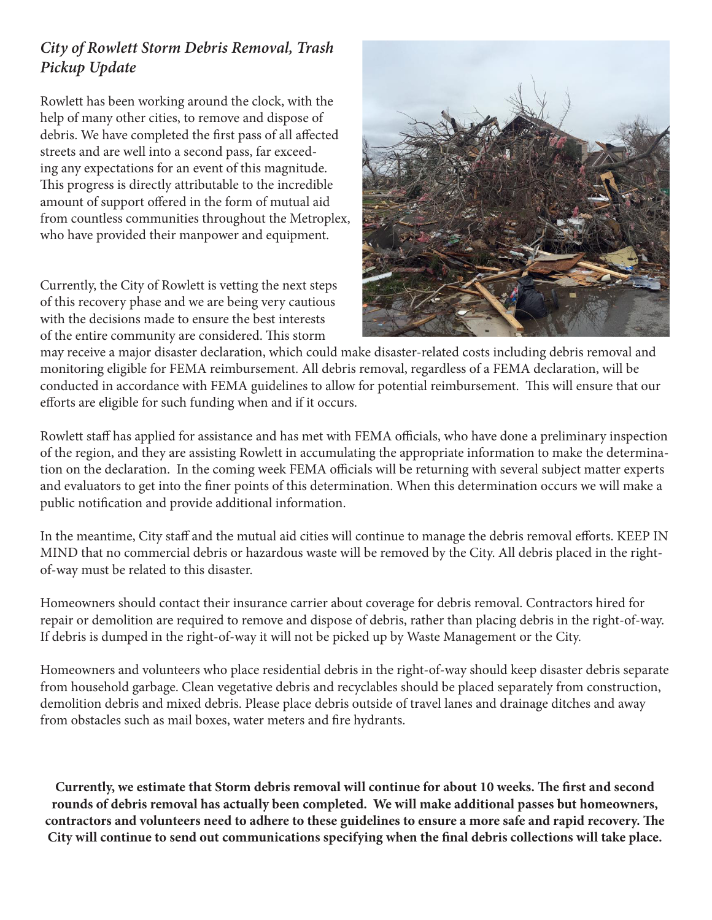### *City of Rowlett Storm Debris Removal, Trash Pickup Update*

Rowlett has been working around the clock, with the help of many other cities, to remove and dispose of debris. We have completed the first pass of all affected streets and are well into a second pass, far exceeding any expectations for an event of this magnitude. This progress is directly attributable to the incredible amount of support offered in the form of mutual aid from countless communities throughout the Metroplex, who have provided their manpower and equipment.

Currently, the City of Rowlett is vetting the next steps of this recovery phase and we are being very cautious with the decisions made to ensure the best interests of the entire community are considered. This storm may receive a major disaster declaration, which could make disaster-related costs including debris removal and monitoring eligible for FEMA reimbursement. All debris removal, regardless of a FEMA declaration, will be conducted in accordance with FEMA guidelines to allow for potential reimbursement. This will ensure that our efforts are eligible for such funding when and if it occurs.

Rowlett staff has applied for assistance and has met with FEMA officials, who have done a preliminary inspection of the region, and they are assisting Rowlett in accumulating the appropriate information to make the determination on the declaration. In the coming week FEMA officials will be returning with several subject matter experts and evaluators to get into the finer points of this determination. When this determination occurs we will make a public notification and provide additional information.

In the meantime, City staff and the mutual aid cities will continue to manage the debris removal efforts. KEEP IN MIND that no commercial debris or hazardous waste will be removed by the City. All debris placed in the right-of-way must be related to this disaster.

Homeowners should contact their insurance carrier about coverage for debris removal. Contractors hired for repair or demolition are required to remove and dispose of debris, rather than placing debris in the right-of-way. If debris is dumped in the right-of-way it will not be picked up by Waste Management or the City.

Homeowners and volunteers who place residential debris in the right-of-way should keep disaster debris separate from household garbage. Clean vegetative debris and recyclables should be placed separately from construction, demolition debris and mixed debris. Please place debris outside of travel lanes and drainage ditches and away from obstacles such as mail boxes, water meters and fire hydrants.

**Currently, we estimate that Storm debris removal will continue for about 10 weeks. The first and second rounds of debris removal has actually been completed. We will make additional passes but homeowners, contractors and volunteers need to adhere to these guidelines to ensure a more safe and rapid recovery. The City will continue to send out communications specifying when the final debris collections will take place.**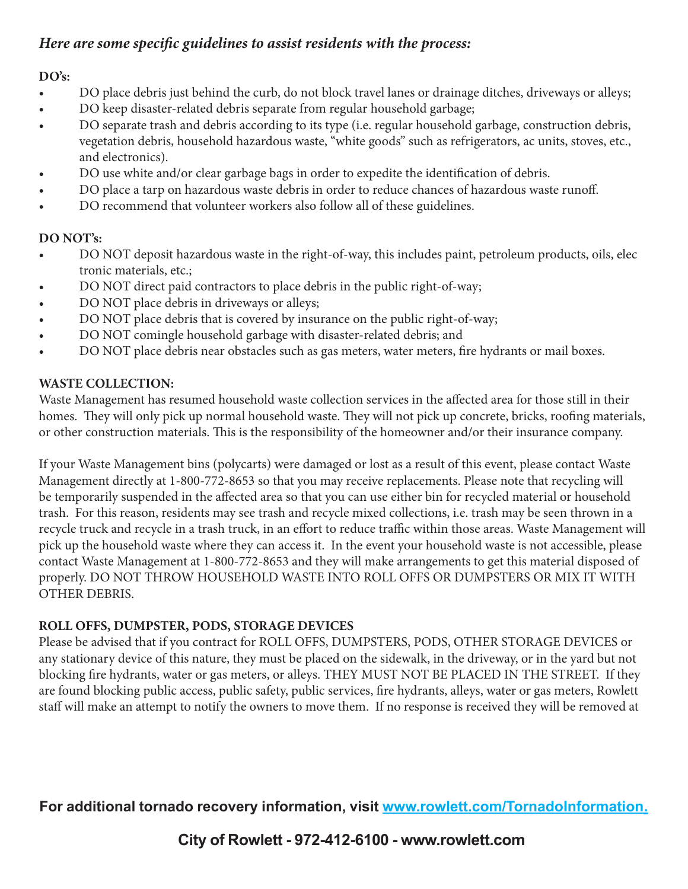### *Here are some specific guidelines to assist residents with the process:*

**DO's:**

- DO place debris just behind the curb, do not block travel lanes or drainage ditches, driveways or alleys;
- DO keep disaster-related debris separate from regular household garbage;
- DO separate trash and debris according to its type (i.e. regular household garbage, construction debris, vegetation debris, household hazardous waste, "white goods" such as refrigerators, ac units, stoves, etc., and electronics).
- DO use white and/or clear garbage bags in order to expedite the identification of debris.
- DO place a tarp on hazardous waste debris in order to reduce chances of hazardous waste runoff.
- DO recommend that volunteer workers also follow all of these guidelines.

**DO NOT's:**

- DO NOT deposit hazardous waste in the right-of-way, this includes paint, petroleum products, oils, elec tronic materials, etc.;
- DO NOT direct paid contractors to place debris in the public right-of-way;
- DO NOT place debris in driveways or alleys;
- DO NOT place debris that is covered by insurance on the public right-of-way;
- DO NOT comingle household garbage with disaster-related debris; and
- DO NOT place debris near obstacles such as gas meters, water meters, fire hydrants or mail boxes.

**WASTE COLLECTION:**

Waste Management has resumed household waste collection services in the affected area for those still in their homes. They will only pick up normal household waste. They will not pick up concrete, bricks, roofing materials, or other construction materials. This is the responsibility of the homeowner and/or their insurance company.

If your Waste Management bins (polycarts) were damaged or lost as a result of this event, please contact Waste Management directly at 1-800-772-8653 so that you may receive replacements. Please note that recycling will be temporarily suspended in the affected area so that you can use either bin for recycled material or household trash. For this reason, residents may see trash and recycle mixed collections, i.e. trash may be seen thrown in a recycle truck and recycle in a trash truck, in an effort to reduce traffic within those areas. Waste Management will pick up the household waste where they can access it. In the event your household waste is not accessible, please contact Waste Management at 1-800-772-8653 and they will make arrangements to get this material disposed of properly. DO NOT THROW HOUSEHOLD WASTE INTO ROLL OFFS OR DUMPSTERS OR MIX IT WITH OTHER DEBRIS.

**ROLL OFFS, DUMPSTER, PODS, STORAGE DEVICES**

Please be advised that if you contract for ROLL OFFS, DUMPSTERS, PODS, OTHER STORAGE DEVICES or any stationary device of this nature, they must be placed on the sidewalk, in the driveway, or in the yard but not blocking fire hydrants, water or gas meters, or alleys. THEY MUST NOT BE PLACED IN THE STREET. If they are found blocking public access, public safety, public services, fire hydrants, alleys, water or gas meters, Rowlett staff will make an attempt to notify the owners to move them. If no response is received they will be removed at

**For additional tornado recovery information, visit [www.rowlett.com/TornadoInformation.](http://www.rowlett.com/TornadoInformation)**

**City of Rowlett - 972-412-6100 - www.rowlett.com**